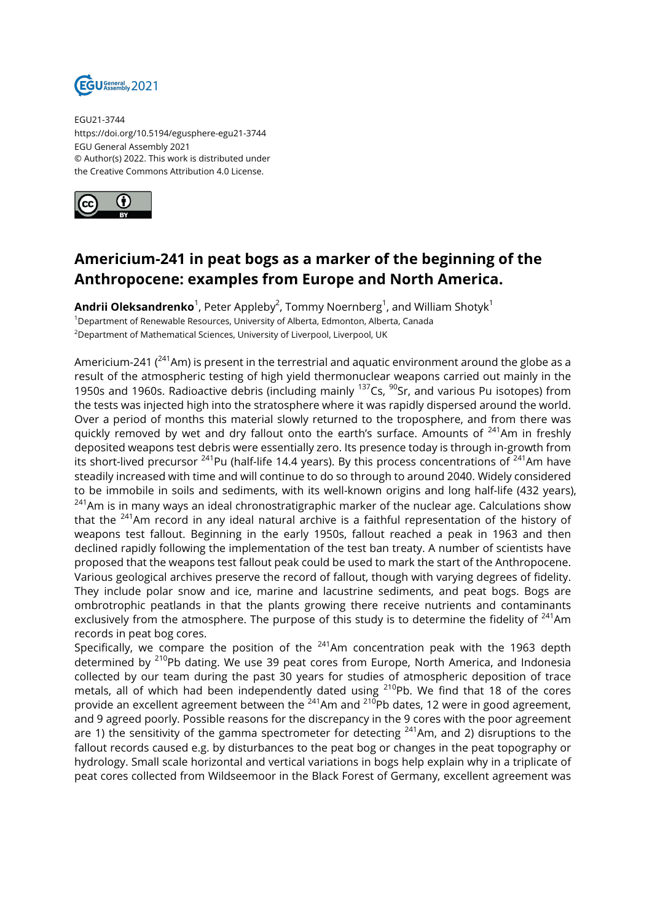EGU21-3744
https://doi.org/10.5194/egusphere-egu21-3744
EGU General Assembly 2021
© Author(s) 2022. This work is distributed under
the Creative Commons Attribution 4.0 License.

# Americium-241 in peat bogs as a marker of the beginning of the Anthropocene: examples from Europe and North America.

**Andrii Oleksandrenko**[1], Peter Appleby[2], Tommy Noernberg[1], and William Shotyk[1]

[1]Department of Renewable Resources, University of Alberta, Edmonton, Alberta, Canada
[2]Department of Mathematical Sciences, University of Liverpool, Liverpool, UK

Americium-241 ($^{241}$Am) is present in the terrestrial and aquatic environment around the globe as a result of the atmospheric testing of high yield thermonuclear weapons carried out mainly in the 1950s and 1960s. Radioactive debris (including mainly $^{137}$Cs, $^{90}$Sr, and various Pu isotopes) from the tests was injected high into the stratosphere where it was rapidly dispersed around the world. Over a period of months this material slowly returned to the troposphere, and from there was quickly removed by wet and dry fallout onto the earth's surface. Amounts of $^{241}$Am in freshly deposited weapons test debris were essentially zero. Its presence today is through in-growth from its short-lived precursor $^{241}$Pu (half-life 14.4 years). By this process concentrations of $^{241}$Am have steadily increased with time and will continue to do so through to around 2040. Widely considered to be immobile in soils and sediments, with its well-known origins and long half-life (432 years), $^{241}$Am is in many ways an ideal chronostratigraphic marker of the nuclear age. Calculations show that the $^{241}$Am record in any ideal natural archive is a faithful representation of the history of weapons test fallout. Beginning in the early 1950s, fallout reached a peak in 1963 and then declined rapidly following the implementation of the test ban treaty. A number of scientists have proposed that the weapons test fallout peak could be used to mark the start of the Anthropocene. Various geological archives preserve the record of fallout, though with varying degrees of fidelity. They include polar snow and ice, marine and lacustrine sediments, and peat bogs. Bogs are ombrotrophic peatlands in that the plants growing there receive nutrients and contaminants exclusively from the atmosphere. The purpose of this study is to determine the fidelity of $^{241}$Am records in peat bog cores.

Specifically, we compare the position of the $^{241}$Am concentration peak with the 1963 depth determined by $^{210}$Pb dating. We use 39 peat cores from Europe, North America, and Indonesia collected by our team during the past 30 years for studies of atmospheric deposition of trace metals, all of which had been independently dated using $^{210}$Pb. We find that 18 of the cores provide an excellent agreement between the $^{241}$Am and $^{210}$Pb dates, 12 were in good agreement, and 9 agreed poorly. Possible reasons for the discrepancy in the 9 cores with the poor agreement are 1) the sensitivity of the gamma spectrometer for detecting $^{241}$Am, and 2) disruptions to the fallout records caused e.g. by disturbances to the peat bog or changes in the peat topography or hydrology. Small scale horizontal and vertical variations in bogs help explain why in a triplicate of peat cores collected from Wildseemoor in the Black Forest of Germany, excellent agreement was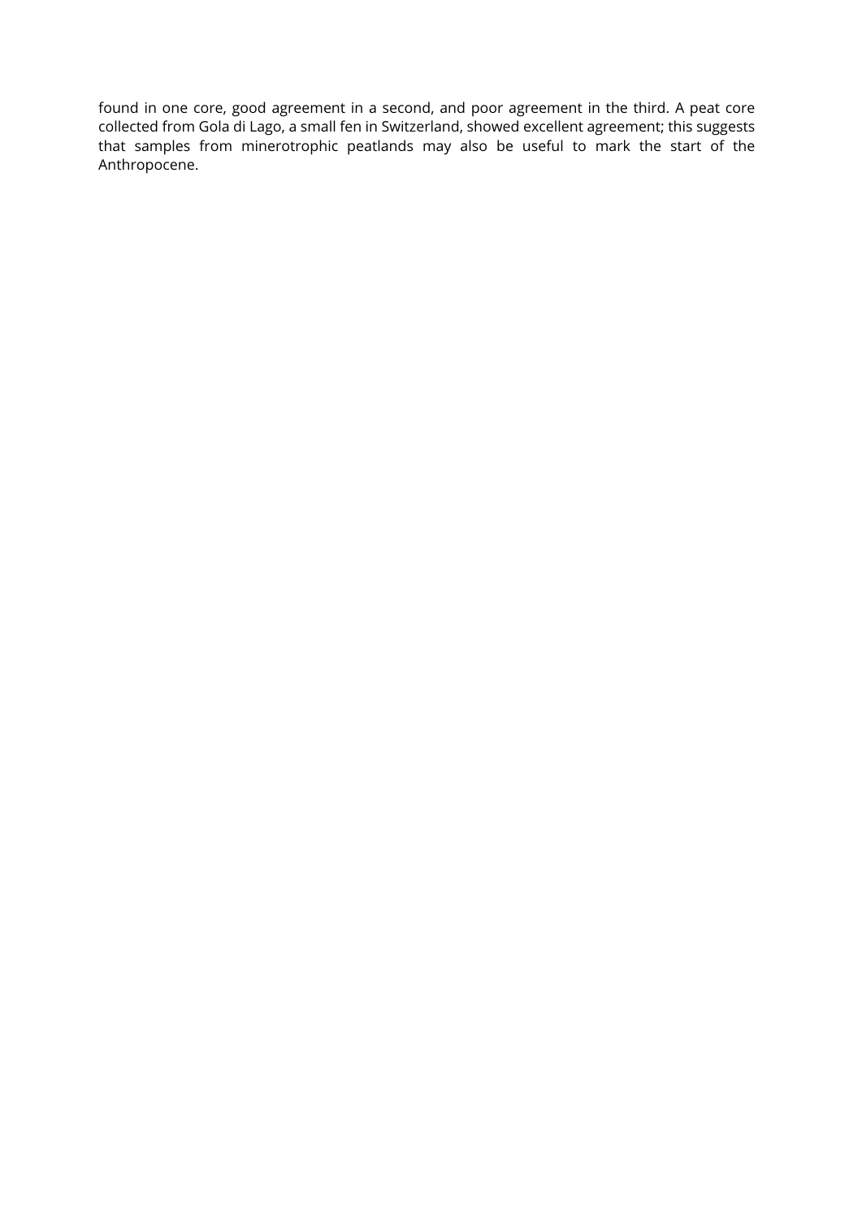found in one core, good agreement in a second, and poor agreement in the third. A peat core collected from Gola di Lago, a small fen in Switzerland, showed excellent agreement; this suggests that samples from minerotrophic peatlands may also be useful to mark the start of the Anthropocene.